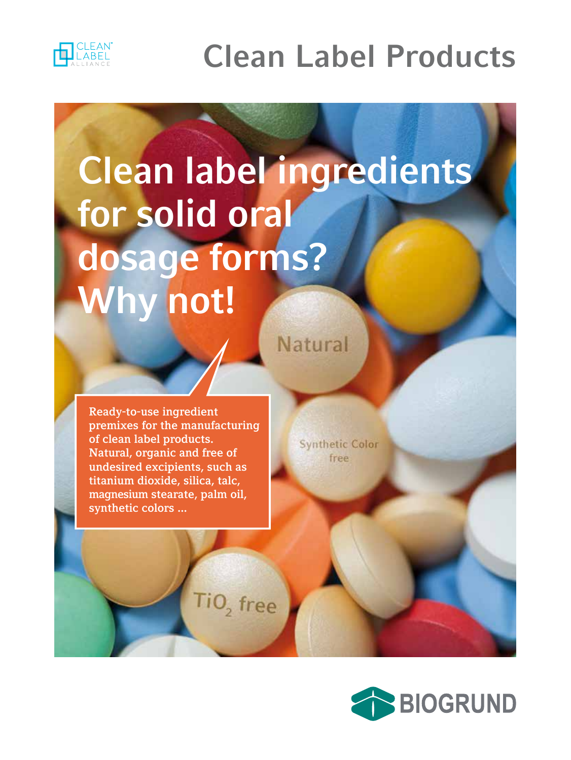# Clean Label Products

## Clean label ingredients for solid oral dosage forms? Why not!

Ready-to-use ingredient premixes for the manufacturing of clean label products. Natural, organic and free of undesired excipients, such as titanium dioxide, silica, talc, magnesium stearate, palm oil, synthetic colors ...

Natural

Synthetic Color free

$TiO_2$ free

BIOGRUND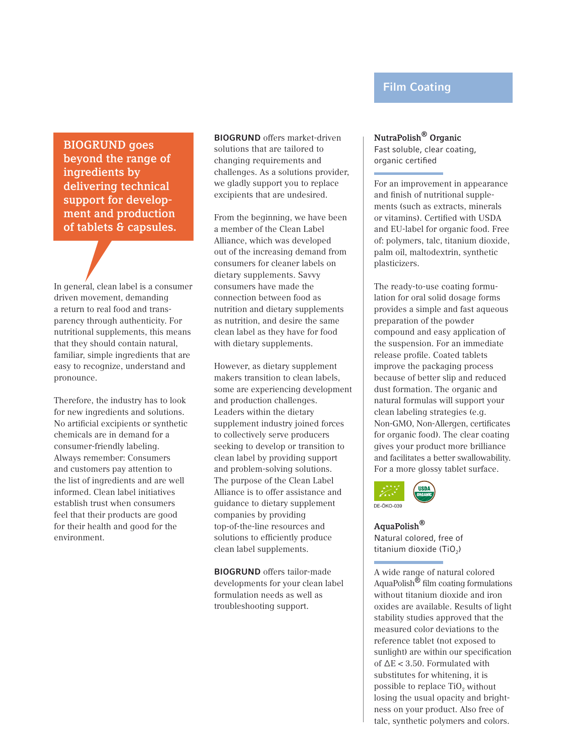## Film Coating

**BIOGRUND goes beyond the range of ingredients by delivering technical support for development and production of tablets & capsules.**

In general, clean label is a consumer driven movement, demanding a return to real food and transparency through authenticity. For nutritional supplements, this means that they should contain natural, familiar, simple ingredients that are easy to recognize, understand and pronounce.

Therefore, the industry has to look for new ingredients and solutions. No artificial excipients or synthetic chemicals are in demand for a consumer-friendly labeling. Always remember: Consumers and customers pay attention to the list of ingredients and are well informed. Clean label initiatives establish trust when consumers feel that their products are good for their health and good for the environment.

**BIOGRUND** offers market-driven solutions that are tailored to changing requirements and challenges. As a solutions provider, we gladly support you to replace excipients that are undesired.

From the beginning, we have been a member of the Clean Label Alliance, which was developed out of the increasing demand from consumers for cleaner labels on dietary supplements. Savvy consumers have made the connection between food as nutrition and dietary supplements as nutrition, and desire the same clean label as they have for food with dietary supplements.

However, as dietary supplement makers transition to clean labels, some are experiencing development and production challenges. Leaders within the dietary supplement industry joined forces to collectively serve producers seeking to develop or transition to clean label by providing support and problem-solving solutions. The purpose of the Clean Label Alliance is to offer assistance and guidance to dietary supplement companies by providing top-of-the-line resources and solutions to efficiently produce clean label supplements.

**BIOGRUND** offers tailor-made developments for your clean label formulation needs as well as troubleshooting support.

### NutraPolish® Organic

Fast soluble, clear coating, organic certified

For an improvement in appearance and finish of nutritional supplements (such as extracts, minerals or vitamins). Certified with USDA and EU-label for organic food. Free of: polymers, talc, titanium dioxide, palm oil, maltodextrin, synthetic plasticizers.

The ready-to-use coating formulation for oral solid dosage forms provides a simple and fast aqueous preparation of the powder compound and easy application of the suspension. For an immediate release profile. Coated tablets improve the packaging process because of better slip and reduced dust formation. The organic and natural formulas will support your clean labeling strategies (e.g. Non-GMO, Non-Allergen, certificates for organic food). The clear coating gives your product more brilliance and facilitates a better swallowability. For a more glossy tablet surface.

DE-ÖKO-039

USDA ORGANIC

### AquaPolish®

Natural colored, free of titanium dioxide ($TiO_2$)

A wide range of natural colored AquaPolish® film coating formulations without titanium dioxide and iron oxides are available. Results of light stability studies approved that the measured color deviations to the reference tablet (not exposed to sunlight) are within our specification of $\Delta E < 3.50$. Formulated with substitutes for whitening, it is possible to replace $TiO_2$ without losing the usual opacity and brightness on your product. Also free of talc, synthetic polymers and colors.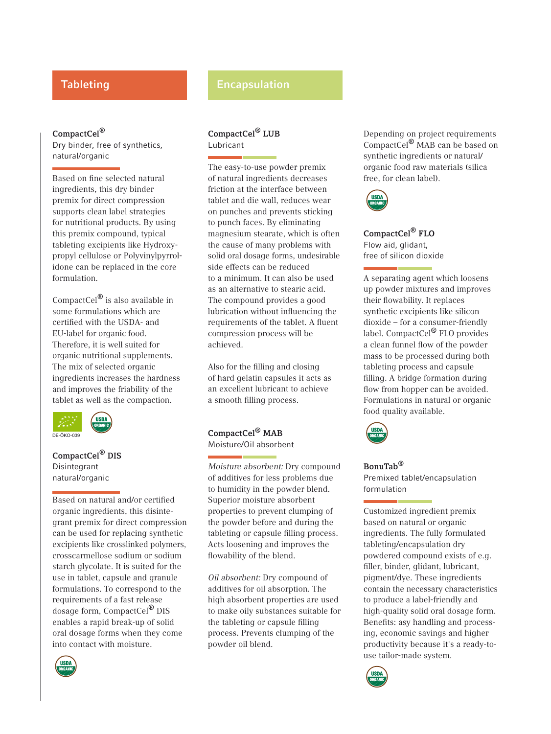## Tableting

### CompactCel®

Dry binder, free of synthetics, natural/organic

Based on fine selected natural ingredients, this dry binder premix for direct compression supports clean label strategies for nutritional products. By using this premix compound, typical tableting excipients like Hydroxypropyl cellulose or Polyvinylpyrrolidone can be replaced in the core formulation.

CompactCel® is also available in some formulations which are certified with the USDA- and EU-label for organic food. Therefore, it is well suited for organic nutritional supplements. The mix of selected organic ingredients increases the hardness and improves the friability of the tablet as well as the compaction.

DE-ÖKO-039

### CompactCel® DIS

Disintegrant natural/organic

Based on natural and/or certified organic ingredients, this disintegrant premix for direct compression can be used for replacing synthetic excipients like crosslinked polymers, crosscarmellose sodium or sodium starch glycolate. It is suited for the use in tablet, capsule and granule formulations. To correspond to the requirements of a fast release dosage form, CompactCel® DIS enables a rapid break-up of solid oral dosage forms when they come into contact with moisture.

## Encapsulation

### CompactCel® LUB

Lubricant

The easy-to-use powder premix of natural ingredients decreases friction at the interface between tablet and die wall, reduces wear on punches and prevents sticking to punch faces. By eliminating magnesium stearate, which is often the cause of many problems with solid oral dosage forms, undesirable side effects can be reduced to a minimum. It can also be used as an alternative to stearic acid. The compound provides a good lubrication without influencing the requirements of the tablet. A fluent compression process will be achieved.

Also for the filling and closing of hard gelatin capsules it acts as an excellent lubricant to achieve a smooth filling process.

### CompactCel® MAB

Moisture/Oil absorbent

*Moisture absorbent:* Dry compound of additives for less problems due to humidity in the powder blend. Superior moisture absorbent properties to prevent clumping of the powder before and during the tableting or capsule filling process. Acts loosening and improves the flowability of the blend.

*Oil absorbent:* Dry compound of additives for oil absorption. The high absorbent properties are used to make oily substances suitable for the tableting or capsule filling process. Prevents clumping of the powder oil blend.

Depending on project requirements CompactCel® MAB can be based on synthetic ingredients or natural/organic food raw materials (silica free, for clean label).

### CompactCel® FLO

Flow aid, glidant, free of silicon dioxide

A separating agent which loosens up powder mixtures and improves their flowability. It replaces synthetic excipients like silicon dioxide – for a consumer-friendly label. CompactCel® FLO provides a clean funnel flow of the powder mass to be processed during both tableting process and capsule filling. A bridge formation during flow from hopper can be avoided. Formulations in natural or organic food quality available.

### BonuTab®

Premixed tablet/encapsulation formulation

Customized ingredient premix based on natural or organic ingredients. The fully formulated tableting/encapsulation dry powdered compound exists of e.g. filler, binder, glidant, lubricant, pigment/dye. These ingredients contain the necessary characteristics to produce a label-friendly and high-quality solid oral dosage form. Benefits: asy handling and processing, economic savings and higher productivity because it's a ready-to-use tailor-made system.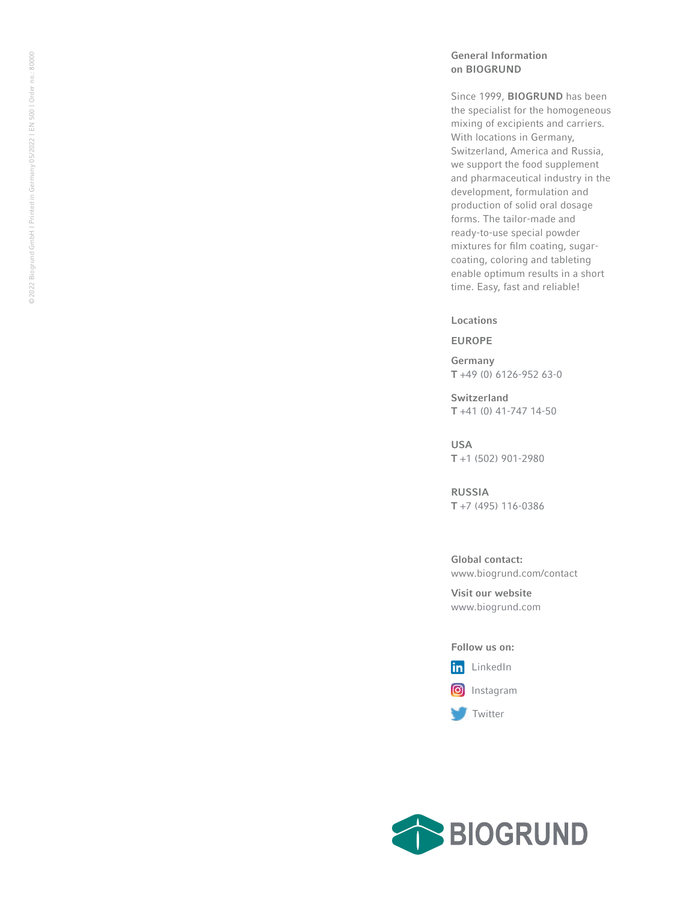© 2022 Biogrund GmbH | Printed in Germany 05/2022 | EN 500 | Order no.: 80000

## General Information on BIOGRUND

Since 1999, **BIOGRUND** has been the specialist for the homogeneous mixing of excipients and carriers. With locations in Germany, Switzerland, America and Russia, we support the food supplement and pharmaceutical industry in the development, formulation and production of solid oral dosage forms. The tailor-made and ready-to-use special powder mixtures for film coating, sugar-coating, coloring and tableting enable optimum results in a short time. Easy, fast and reliable!

### Locations

**EUROPE**

**Germany**
**T** +49 (0) 6126-952 63-0

**Switzerland**
**T** +41 (0) 41-747 14-50

**USA**
**T** +1 (502) 901-2980

**RUSSIA**
**T** +7 (495) 116-0386

**Global contact:**
www.biogrund.com/contact

**Visit our website**
www.biogrund.com

**Follow us on:**

- LinkedIn
- Instagram
- Twitter

BIOGRUND